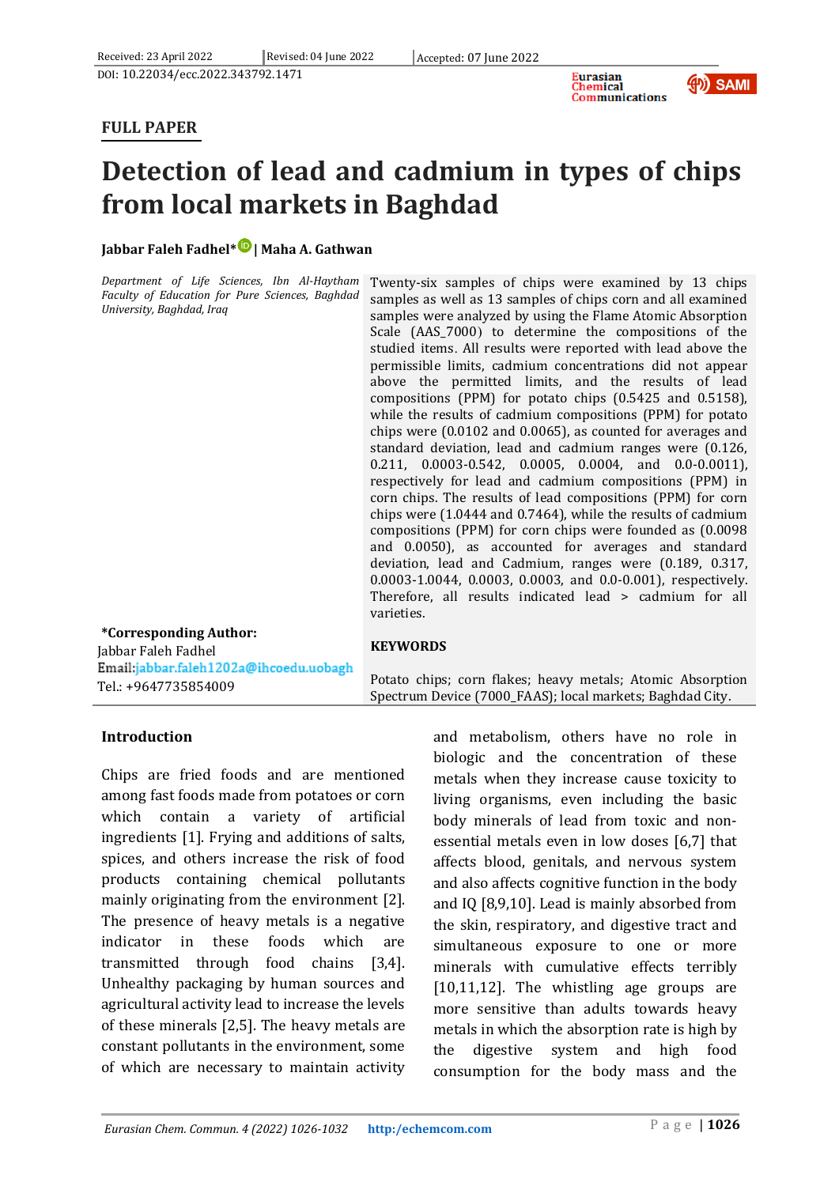Received: 23 April 2022 | Revised: 04 June 2022 | Accepted: 07 June 2022

DOI: 10.22034/ecc.2022.343792.1471

**FULL PAPER**

# Detection of lead and cadmium in types of chips from local markets in Baghdad

**Jabbar Faleh Fadhel* | Maha A. Gathwan**

*Department of Life Sciences, Ibn Al-Haytham Faculty of Education for Pure Sciences, Baghdad University, Baghdad, Iraq*

Twenty-six samples of chips were examined by 13 chips samples as well as 13 samples of chips corn and all examined samples were analyzed by using the Flame Atomic Absorption Scale (AAS_7000) to determine the compositions of the studied items. All results were reported with lead above the permissible limits, cadmium concentrations did not appear above the permitted limits, and the results of lead compositions (PPM) for potato chips (0.5425 and 0.5158), while the results of cadmium compositions (PPM) for potato chips were (0.0102 and 0.0065), as counted for averages and standard deviation, lead and cadmium ranges were (0.126, 0.211, 0.0003-0.542, 0.0005, 0.0004, and 0.0-0.0011), respectively for lead and cadmium compositions (PPM) in corn chips. The results of lead compositions (PPM) for corn chips were (1.0444 and 0.7464), while the results of cadmium compositions (PPM) for corn chips were founded as (0.0098 and 0.0050), as accounted for averages and standard deviation, lead and Cadmium, ranges were (0.189, 0.317, 0.0003-1.0044, 0.0003, 0.0003, and 0.0-0.001), respectively. Therefore, all results indicated lead > cadmium for all varieties.

**\*Corresponding Author:**
Jabbar Faleh Fadhel
Email: jabbar.faleh1202a@ihcoedu.uobagh
Tel.: +9647735854009

**KEYWORDS**

Potato chips; corn flakes; heavy metals; Atomic Absorption Spectrum Device (7000_FAAS); local markets; Baghdad City.

## Introduction

Chips are fried foods and are mentioned among fast foods made from potatoes or corn which contain a variety of artificial ingredients [1]. Frying and additions of salts, spices, and others increase the risk of food products containing chemical pollutants mainly originating from the environment [2]. The presence of heavy metals is a negative indicator in these foods which are transmitted through food chains [3,4]. Unhealthy packaging by human sources and agricultural activity lead to increase the levels of these minerals [2,5]. The heavy metals are constant pollutants in the environment, some of which are necessary to maintain activity and metabolism, others have no role in biologic and the concentration of these metals when they increase cause toxicity to living organisms, even including the basic body minerals of lead from toxic and non-essential metals even in low doses [6,7] that affects blood, genitals, and nervous system and also affects cognitive function in the body and IQ [8,9,10]. Lead is mainly absorbed from the skin, respiratory, and digestive tract and simultaneous exposure to one or more minerals with cumulative effects terribly [10,11,12]. The whistling age groups are more sensitive than adults towards heavy metals in which the absorption rate is high by the digestive system and high food consumption for the body mass and the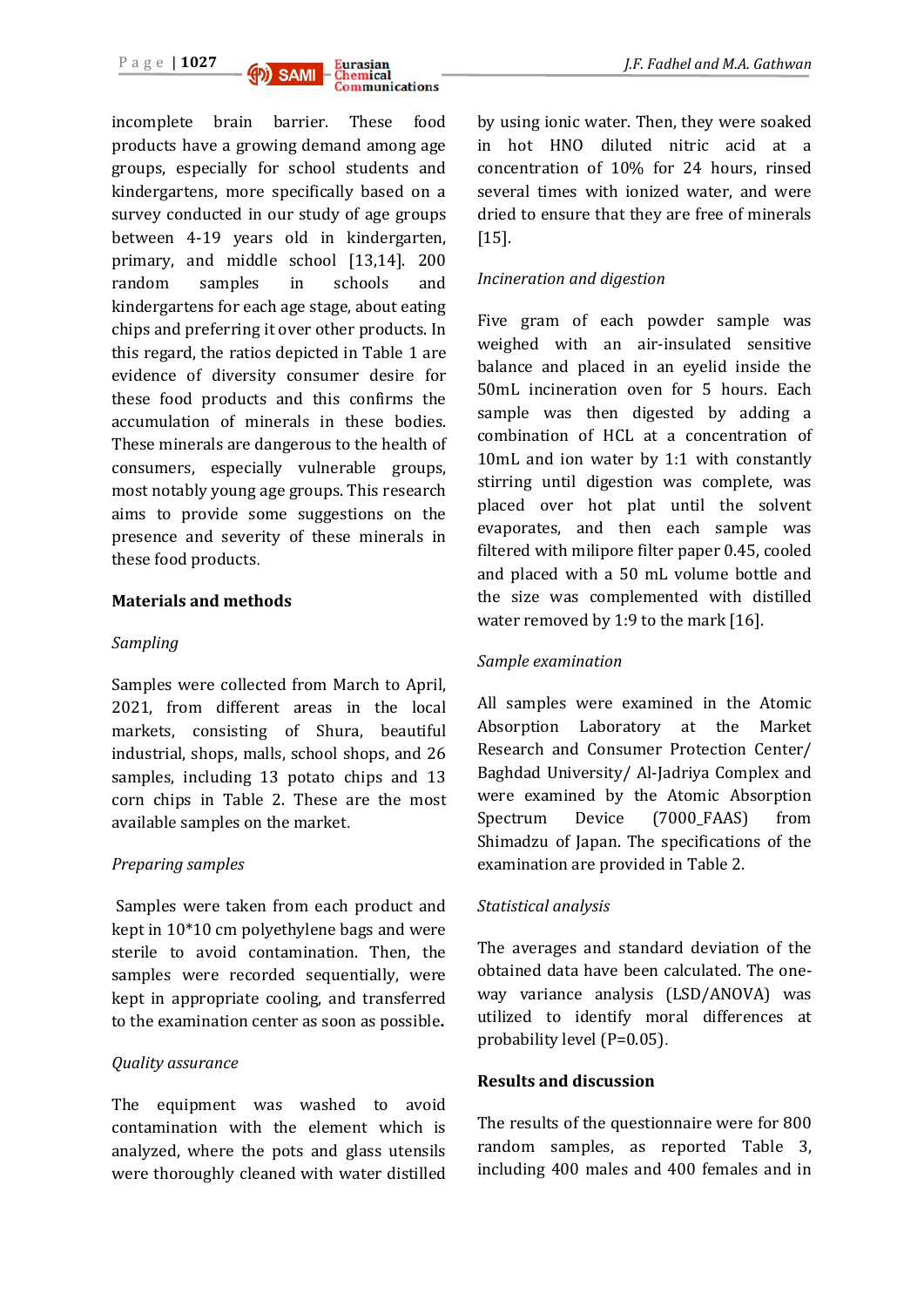incomplete brain barrier. These food products have a growing demand among age groups, especially for school students and kindergartens, more specifically based on a survey conducted in our study of age groups between 4-19 years old in kindergarten, primary, and middle school [13,14]. 200 random samples in schools and kindergartens for each age stage, about eating chips and preferring it over other products. In this regard, the ratios depicted in Table 1 are evidence of diversity consumer desire for these food products and this confirms the accumulation of minerals in these bodies. These minerals are dangerous to the health of consumers, especially vulnerable groups, most notably young age groups. This research aims to provide some suggestions on the presence and severity of these minerals in these food products.

## Materials and methods

*Sampling*

Samples were collected from March to April, 2021, from different areas in the local markets, consisting of Shura, beautiful industrial, shops, malls, school shops, and 26 samples, including 13 potato chips and 13 corn chips in Table 2. These are the most available samples on the market.

*Preparing samples*

Samples were taken from each product and kept in 10*10 cm polyethylene bags and were sterile to avoid contamination. Then, the samples were recorded sequentially, were kept in appropriate cooling, and transferred to the examination center as soon as possible**.**

*Quality assurance*

The equipment was washed to avoid contamination with the element which is analyzed, where the pots and glass utensils were thoroughly cleaned with water distilled by using ionic water. Then, they were soaked in hot HNO diluted nitric acid at a concentration of 10% for 24 hours, rinsed several times with ionized water, and were dried to ensure that they are free of minerals [15].

*Incineration and digestion*

Five gram of each powder sample was weighed with an air-insulated sensitive balance and placed in an eyelid inside the 50mL incineration oven for 5 hours. Each sample was then digested by adding a combination of HCL at a concentration of 10mL and ion water by 1:1 with constantly stirring until digestion was complete, was placed over hot plat until the solvent evaporates, and then each sample was filtered with milipore filter paper 0.45, cooled and placed with a 50 mL volume bottle and the size was complemented with distilled water removed by 1:9 to the mark [16].

*Sample examination*

All samples were examined in the Atomic Absorption Laboratory at the Market Research and Consumer Protection Center/ Baghdad University/ Al-Jadriya Complex and were examined by the Atomic Absorption Spectrum Device (7000_FAAS) from Shimadzu of Japan. The specifications of the examination are provided in Table 2.

*Statistical analysis*

The averages and standard deviation of the obtained data have been calculated. The one-way variance analysis (LSD/ANOVA) was utilized to identify moral differences at probability level (P=0.05).

## Results and discussion

The results of the questionnaire were for 800 random samples, as reported Table 3, including 400 males and 400 females and in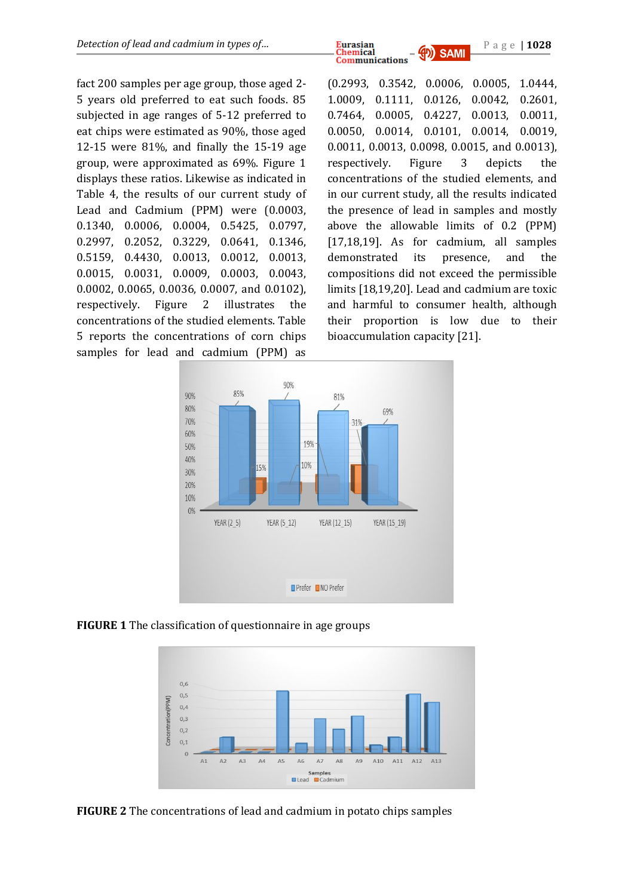fact 200 samples per age group, those aged 2-5 years old preferred to eat such foods. 85 subjected in age ranges of 5-12 preferred to eat chips were estimated as 90%, those aged 12-15 were 81%, and finally the 15-19 age group, were approximated as 69%. Figure 1 displays these ratios. Likewise as indicated in Table 4, the results of our current study of Lead and Cadmium (PPM) were (0.0003, 0.1340, 0.0006, 0.0004, 0.5425, 0.0797, 0.2997, 0.2052, 0.3229, 0.0641, 0.1346, 0.5159, 0.4430, 0.0013, 0.0012, 0.0013, 0.0015, 0.0031, 0.0009, 0.0003, 0.0043, 0.0002, 0.0065, 0.0036, 0.0007, and 0.0102), respectively. Figure 2 illustrates the concentrations of the studied elements. Table 5 reports the concentrations of corn chips samples for lead and cadmium (PPM) as (0.2993, 0.3542, 0.0006, 0.0005, 1.0444, 1.0009, 0.1111, 0.0126, 0.0042, 0.2601, 0.7464, 0.0005, 0.4227, 0.0013, 0.0011, 0.0050, 0.0014, 0.0101, 0.0014, 0.0019, 0.0011, 0.0013, 0.0098, 0.0015, and 0.0013), respectively. Figure 3 depicts the concentrations of the studied elements, and in our current study, all the results indicated the presence of lead in samples and mostly above the allowable limits of 0.2 (PPM) [17,18,19]. As for cadmium, all samples demonstrated its presence, and the compositions did not exceed the permissible limits [18,19,20]. Lead and cadmium are toxic and harmful to consumer health, although their proportion is low due to their bioaccumulation capacity [21].

**FIGURE 1** The classification of questionnaire in age groups

**FIGURE 2** The concentrations of lead and cadmium in potato chips samples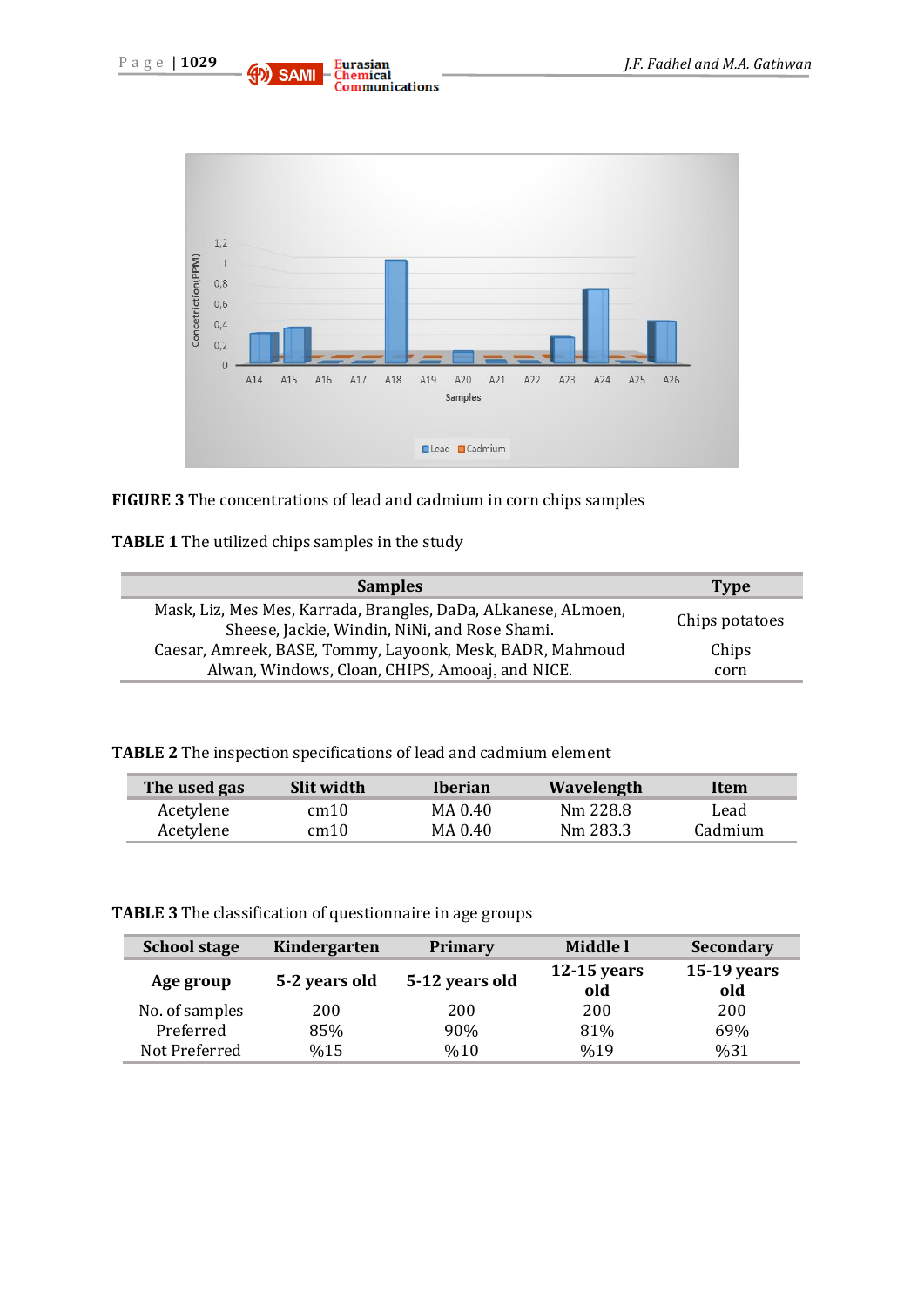FIGURE 3 The concentrations of lead and cadmium in corn chips samples

TABLE 1 The utilized chips samples in the study

| Samples | Type |
|---|---|
| Mask, Liz, Mes Mes, Karrada, Brangles, DaDa, ALkanese, ALmoen, Sheese, Jackie, Windin, NiNi, and Rose Shami. | Chips potatoes |
| Caesar, Amreek, BASE, Tommy, Layoonk, Mesk, BADR, Mahmoud Alwan, Windows, Cloan, CHIPS, Amooaj, and NICE. | Chips corn |

TABLE 2 The inspection specifications of lead and cadmium element

| The used gas | Slit width | Iberian | Wavelength | Item |
|---|---|---|---|---|
| Acetylene | cm10 | MA 0.40 | Nm 228.8 | Lead |
| Acetylene | cm10 | MA 0.40 | Nm 283.3 | Cadmium |

TABLE 3 The classification of questionnaire in age groups

| School stage | Kindergarten | Primary | Middle l | Secondary |
|---|---|---|---|---|
| **Age group** | **5-2 years old** | **5-12 years old** | **12-15 years old** | **15-19 years old** |
| No. of samples | 200 | 200 | 200 | 200 |
| Preferred | 85% | 90% | 81% | 69% |
| Not Preferred | %15 | %10 | %19 | %31 |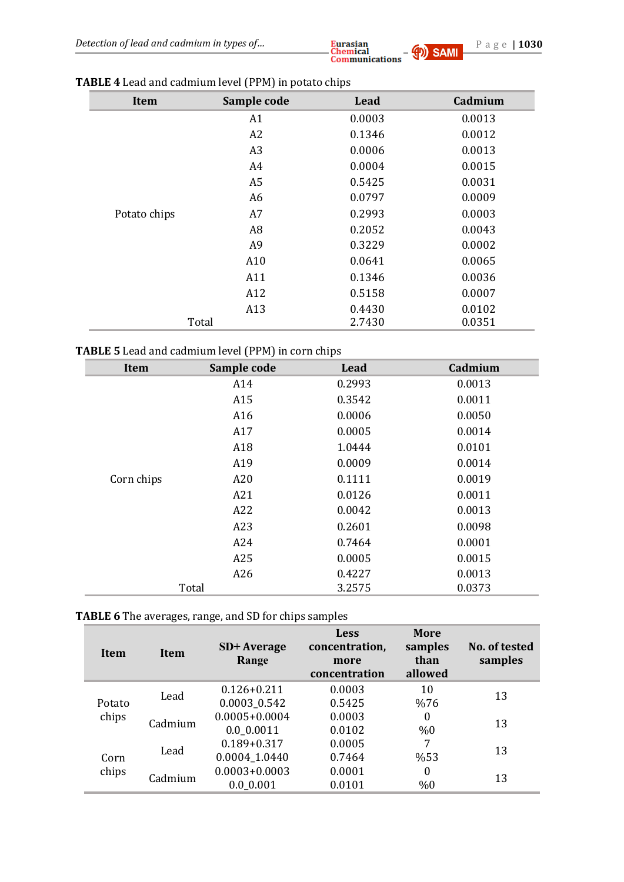**TABLE 4** Lead and cadmium level (PPM) in potato chips

| Item | Sample code | Lead | Cadmium |
|---|---|---|---|
| Potato chips | A1 | 0.0003 | 0.0013 |
| | A2 | 0.1346 | 0.0012 |
| | A3 | 0.0006 | 0.0013 |
| | A4 | 0.0004 | 0.0015 |
| | A5 | 0.5425 | 0.0031 |
| | A6 | 0.0797 | 0.0009 |
| | A7 | 0.2993 | 0.0003 |
| | A8 | 0.2052 | 0.0043 |
| | A9 | 0.3229 | 0.0002 |
| | A10 | 0.0641 | 0.0065 |
| | A11 | 0.1346 | 0.0036 |
| | A12 | 0.5158 | 0.0007 |
| | A13 | 0.4430 | 0.0102 |
| Total | | 2.7430 | 0.0351 |

**TABLE 5** Lead and cadmium level (PPM) in corn chips

| Item | Sample code | Lead | Cadmium |
|---|---|---|---|
| Corn chips | A14 | 0.2993 | 0.0013 |
| | A15 | 0.3542 | 0.0011 |
| | A16 | 0.0006 | 0.0050 |
| | A17 | 0.0005 | 0.0014 |
| | A18 | 1.0444 | 0.0101 |
| | A19 | 0.0009 | 0.0014 |
| | A20 | 0.1111 | 0.0019 |
| | A21 | 0.0126 | 0.0011 |
| | A22 | 0.0042 | 0.0013 |
| | A23 | 0.2601 | 0.0098 |
| | A24 | 0.7464 | 0.0001 |
| | A25 | 0.0005 | 0.0015 |
| | A26 | 0.4227 | 0.0013 |
| Total | | 3.2575 | 0.0373 |

**TABLE 6** The averages, range, and SD for chips samples

| Item | Item | SD+ Average Range | Less concentration, more concentration | More samples than allowed | No. of tested samples |
|---|---|---|---|---|---|
| Potato chips | Lead | 0.126+0.211<br>0.0003_0.542 | 0.0003<br>0.5425 | 10<br>%76 | 13 |
| | Cadmium | 0.0005+0.0004<br>0.0_0.0011 | 0.0003<br>0.0102 | 0<br>%0 | 13 |
| Corn chips | Lead | 0.189+0.317<br>0.0004_1.0440 | 0.0005<br>0.7464 | 7<br>%53 | 13 |
| | Cadmium | 0.0003+0.0003<br>0.0_0.001 | 0.0001<br>0.0101 | 0<br>%0 | 13 |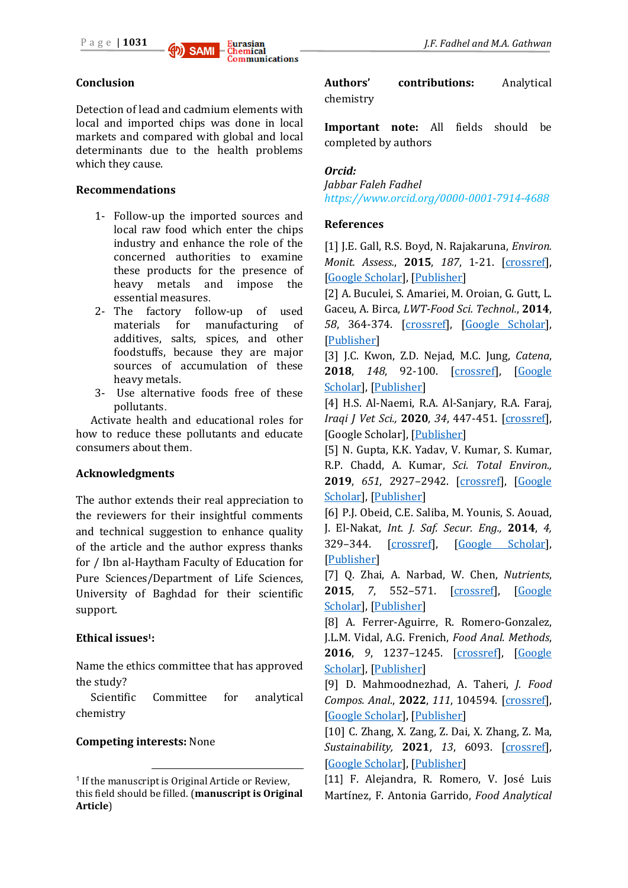## Conclusion

Detection of lead and cadmium elements with local and imported chips was done in local markets and compared with global and local determinants due to the health problems which they cause.

## Recommendations

1- Follow-up the imported sources and local raw food which enter the chips industry and enhance the role of the concerned authorities to examine these products for the presence of heavy metals and impose the essential measures.
2- The factory follow-up of used materials for manufacturing of additives, salts, spices, and other foodstuffs, because they are major sources of accumulation of these heavy metals.
3- Use alternative foods free of these pollutants.

Activate health and educational roles for how to reduce these pollutants and educate consumers about them.

## Acknowledgments

The author extends their real appreciation to the reviewers for their insightful comments and technical suggestion to enhance quality of the article and the author express thanks for / Ibn al-Haytham Faculty of Education for Pure Sciences/Department of Life Sciences, University of Baghdad for their scientific support.

## Ethical issues[1]:

Name the ethics committee that has approved the study?

Scientific Committee for analytical chemistry

**Competing interests:** None

**Authors' contributions:** Analytical chemistry

**Important note:** All fields should be completed by authors

***Orcid:***

*Jabbar Faleh Fadhel*

*https://www.orcid.org/0000-0001-7914-4688*

## References

[1] J.E. Gall, R.S. Boyd, N. Rajakaruna, *Environ. Monit. Assess.*, **2015**, *187*, 1-21. [crossref], [Google Scholar], [Publisher]

[2] A. Buculei, S. Amariei, M. Oroian, G. Gutt, L. Gaceu, A. Birca, *LWT-Food Sci. Technol.*, **2014**, *58*, 364-374. [crossref], [Google Scholar], [Publisher]

[3] J.C. Kwon, Z.D. Nejad, M.C. Jung, *Catena*, **2018**, *148*, 92-100. [crossref], [Google Scholar], [Publisher]

[4] H.S. Al-Naemi, R.A. Al-Sanjary, R.A. Faraj, *Iraqi J Vet Sci.,* **2020**, *34*, 447-451. [crossref], [Google Scholar], [Publisher]

[5] N. Gupta, K.K. Yadav, V. Kumar, S. Kumar, R.P. Chadd, A. Kumar, *Sci. Total Environ.,* **2019**, *651*, 2927–2942. [crossref], [Google Scholar], [Publisher]

[6] P.J. Obeid, C.E. Saliba, M. Younis, S. Aouad, J. El-Nakat, *Int. J. Saf. Secur. Eng.,* **2014**, *4,* 329–344. [crossref], [Google Scholar], [Publisher]

[7] Q. Zhai, A. Narbad, W. Chen, *Nutrients*, **2015**, *7*, 552–571. [crossref], [Google Scholar], [Publisher]

[8] A. Ferrer-Aguirre, R. Romero-Gonzalez, J.L.M. Vidal, A.G. Frenich, *Food Anal. Methods*, **2016**, *9*, 1237–1245. [crossref], [Google Scholar], [Publisher]

[9] D. Mahmoodnezhad, A. Taheri, *J. Food Compos. Anal.*, **2022**, *111*, 104594. [crossref], [Google Scholar], [Publisher]

[10] C. Zhang, X. Zang, Z. Dai, X. Zhang, Z. Ma, *Sustainability,* **2021**, *13*, 6093. [crossref], [Google Scholar], [Publisher]

[11] F. Alejandra, R. Romero, V. José Luis Martínez, F. Antonia Garrido, *Food Analytical*

---

[1] If the manuscript is Original Article or Review, this field should be filled. (**manuscript is Original Article**)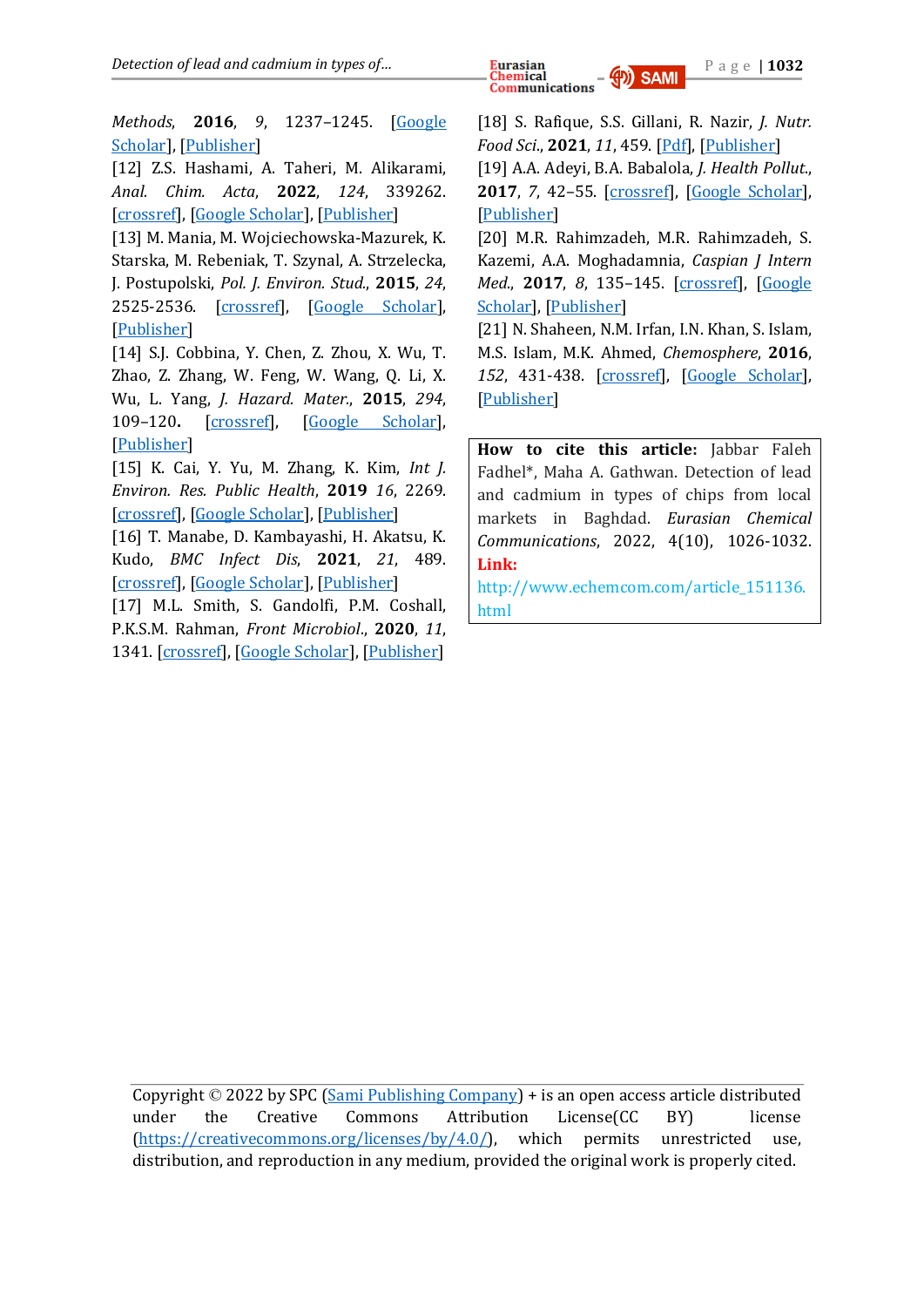*Methods*, **2016**, *9*, 1237–1245. [Google Scholar], [Publisher]

[12] Z.S. Hashami, A. Taheri, M. Alikarami, *Anal. Chim. Acta*, **2022**, *124*, 339262. [crossref], [Google Scholar], [Publisher]

[13] M. Mania, M. Wojciechowska-Mazurek, K. Starska, M. Rebeniak, T. Szynal, A. Strzelecka, J. Postupolski, *Pol. J. Environ. Stud.*, **2015**, *24*, 2525-2536. [crossref], [Google Scholar], [Publisher]

[14] S.J. Cobbina, Y. Chen, Z. Zhou, X. Wu, T. Zhao, Z. Zhang, W. Feng, W. Wang, Q. Li, X. Wu, L. Yang, *J. Hazard. Mater.*, **2015**, *294*, 109–120**.** [crossref], [Google Scholar], [Publisher]

[15] K. Cai, Y. Yu, M. Zhang, K. Kim, *Int J. Environ. Res. Public Health*, **2019** *16*, 2269. [crossref], [Google Scholar], [Publisher]

[16] T. Manabe, D. Kambayashi, H. Akatsu, K. Kudo, *BMC Infect Dis*, **2021**, *21*, 489. [crossref], [Google Scholar], [Publisher]

[17] M.L. Smith, S. Gandolfi, P.M. Coshall, P.K.S.M. Rahman, *Front Microbiol.*, **2020**, *11*, 1341. [crossref], [Google Scholar], [Publisher]

[18] S. Rafique, S.S. Gillani, R. Nazir, *J. Nutr. Food Sci.*, **2021**, *11*, 459. [Pdf], [Publisher]

[19] A.A. Adeyi, B.A. Babalola, *J. Health Pollut.*, **2017**, *7*, 42–55. [crossref], [Google Scholar], [Publisher]

[20] M.R. Rahimzadeh, M.R. Rahimzadeh, S. Kazemi, A.A. Moghadamnia, *Caspian J Intern Med.*, **2017**, *8*, 135–145. [crossref], [Google Scholar], [Publisher]

[21] N. Shaheen, N.M. Irfan, I.N. Khan, S. Islam, M.S. Islam, M.K. Ahmed, *Chemosphere*, **2016**, *152*, 431-438. [crossref], [Google Scholar], [Publisher]

**How to cite this article:** Jabbar Faleh Fadhel*, Maha A. Gathwan. Detection of lead and cadmium in types of chips from local markets in Baghdad. *Eurasian Chemical Communications*, 2022, 4(10), 1026-1032. **Link:** http://www.echemcom.com/article_151136.html

Copyright © 2022 by SPC (Sami Publishing Company) + is an open access article distributed under the Creative Commons Attribution License(CC BY) license (https://creativecommons.org/licenses/by/4.0/), which permits unrestricted use, distribution, and reproduction in any medium, provided the original work is properly cited.